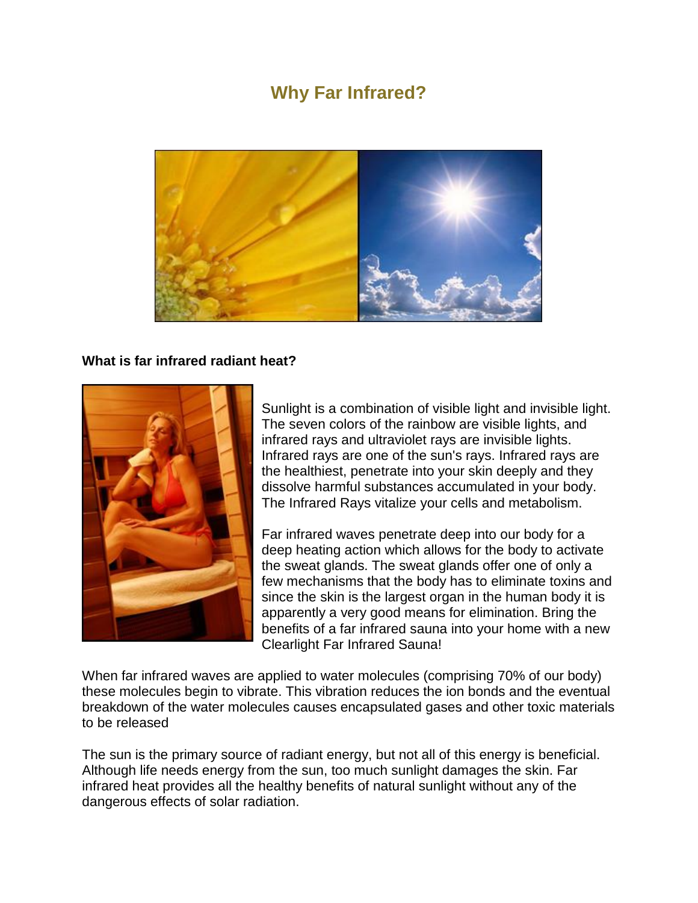# Why Far Infrared?

**What is far infrared radiant heat?**

Sunlight is a combination of visible light and invisible light. The seven colors of the rainbow are visible lights, and infrared rays and ultraviolet rays are invisible lights. Infrared rays are one of the sun's rays. Infrared rays are the healthiest, penetrate into your skin deeply and they dissolve harmful substances accumulated in your body. The Infrared Rays vitalize your cells and metabolism.

Far infrared waves penetrate deep into our body for a deep heating action which allows for the body to activate the sweat glands. The sweat glands offer one of only a few mechanisms that the body has to eliminate toxins and since the skin is the largest organ in the human body it is apparently a very good means for elimination. Bring the benefits of a far infrared sauna into your home with a new Clearlight Far Infrared Sauna!

When far infrared waves are applied to water molecules (comprising 70% of our body) these molecules begin to vibrate. This vibration reduces the ion bonds and the eventual breakdown of the water molecules causes encapsulated gases and other toxic materials to be released

The sun is the primary source of radiant energy, but not all of this energy is beneficial. Although life needs energy from the sun, too much sunlight damages the skin. Far infrared heat provides all the healthy benefits of natural sunlight without any of the dangerous effects of solar radiation.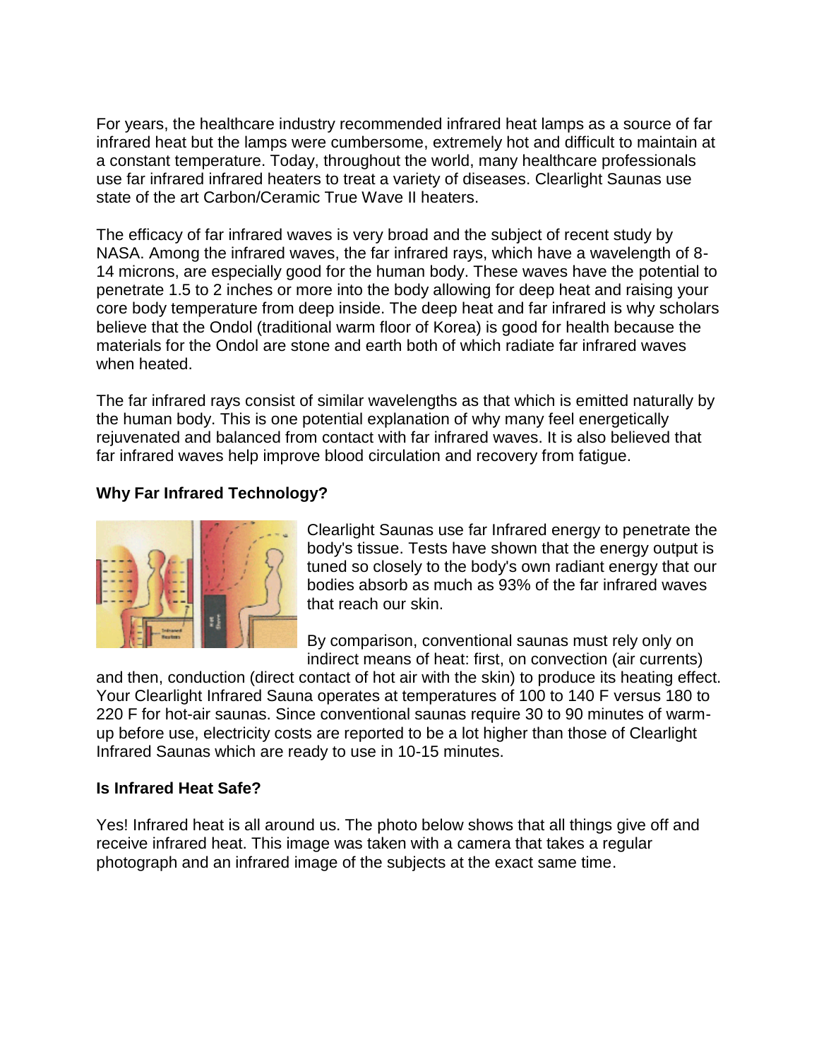For years, the healthcare industry recommended infrared heat lamps as a source of far infrared heat but the lamps were cumbersome, extremely hot and difficult to maintain at a constant temperature. Today, throughout the world, many healthcare professionals use far infrared infrared heaters to treat a variety of diseases. Clearlight Saunas use state of the art Carbon/Ceramic True Wave II heaters.

The efficacy of far infrared waves is very broad and the subject of recent study by NASA. Among the infrared waves, the far infrared rays, which have a wavelength of 8-14 microns, are especially good for the human body. These waves have the potential to penetrate 1.5 to 2 inches or more into the body allowing for deep heat and raising your core body temperature from deep inside. The deep heat and far infrared is why scholars believe that the Ondol (traditional warm floor of Korea) is good for health because the materials for the Ondol are stone and earth both of which radiate far infrared waves when heated.

The far infrared rays consist of similar wavelengths as that which is emitted naturally by the human body. This is one potential explanation of why many feel energetically rejuvenated and balanced from contact with far infrared waves. It is also believed that far infrared waves help improve blood circulation and recovery from fatigue.

**Why Far Infrared Technology?**

Clearlight Saunas use far Infrared energy to penetrate the body's tissue. Tests have shown that the energy output is tuned so closely to the body's own radiant energy that our bodies absorb as much as 93% of the far infrared waves that reach our skin.

By comparison, conventional saunas must rely only on indirect means of heat: first, on convection (air currents) and then, conduction (direct contact of hot air with the skin) to produce its heating effect. Your Clearlight Infrared Sauna operates at temperatures of 100 to 140 F versus 180 to 220 F for hot-air saunas. Since conventional saunas require 30 to 90 minutes of warm-up before use, electricity costs are reported to be a lot higher than those of Clearlight Infrared Saunas which are ready to use in 10-15 minutes.

**Is Infrared Heat Safe?**

Yes! Infrared heat is all around us. The photo below shows that all things give off and receive infrared heat. This image was taken with a camera that takes a regular photograph and an infrared image of the subjects at the exact same time.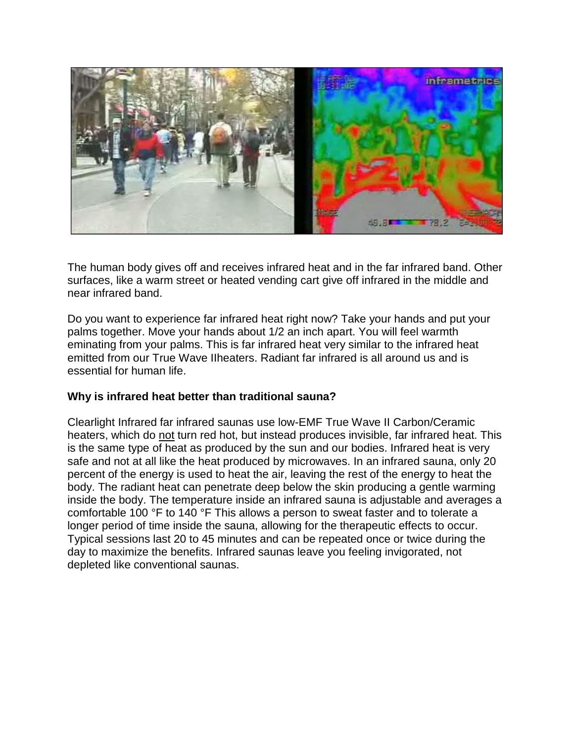The human body gives off and receives infrared heat and in the far infrared band. Other surfaces, like a warm street or heated vending cart give off infrared in the middle and near infrared band.

Do you want to experience far infrared heat right now? Take your hands and put your palms together. Move your hands about 1/2 an inch apart. You will feel warmth eminating from your palms. This is far infrared heat very similar to the infrared heat emitted from our True Wave IIheaters. Radiant far infrared is all around us and is essential for human life.

**Why is infrared heat better than traditional sauna?**

Clearlight Infrared far infrared saunas use low-EMF True Wave II Carbon/Ceramic heaters, which do not turn red hot, but instead produces invisible, far infrared heat. This is the same type of heat as produced by the sun and our bodies. Infrared heat is very safe and not at all like the heat produced by microwaves. In an infrared sauna, only 20 percent of the energy is used to heat the air, leaving the rest of the energy to heat the body. The radiant heat can penetrate deep below the skin producing a gentle warming inside the body. The temperature inside an infrared sauna is adjustable and averages a comfortable 100 °F to 140 °F This allows a person to sweat faster and to tolerate a longer period of time inside the sauna, allowing for the therapeutic effects to occur. Typical sessions last 20 to 45 minutes and can be repeated once or twice during the day to maximize the benefits. Infrared saunas leave you feeling invigorated, not depleted like conventional saunas.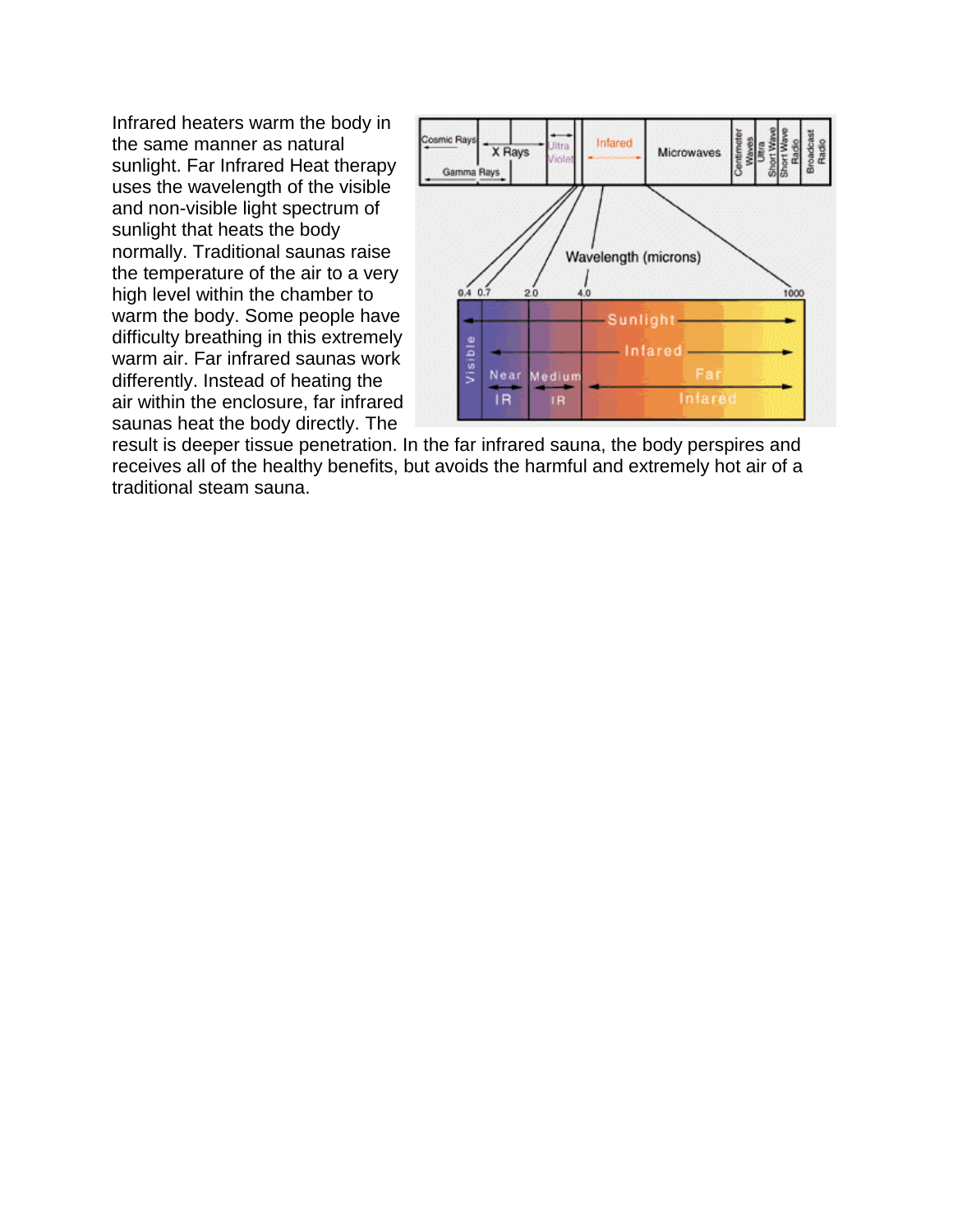Infrared heaters warm the body in the same manner as natural sunlight. Far Infrared Heat therapy uses the wavelength of the visible and non-visible light spectrum of sunlight that heats the body normally. Traditional saunas raise the temperature of the air to a very high level within the chamber to warm the body. Some people have difficulty breathing in this extremely warm air. Far infrared saunas work differently. Instead of heating the air within the enclosure, far infrared saunas heat the body directly. The result is deeper tissue penetration. In the far infrared sauna, the body perspires and receives all of the healthy benefits, but avoids the harmful and extremely hot air of a traditional steam sauna.

Cosmic Rays
X Rays
Gamma Rays
Ultra Violet
Infared
Microwaves
Centimeter Waves
Ultra Short Wave
Short Wave Radio
Broadcast Radio

Wavelength (microns)
0.4 0.7 2.0 4.0 1000

Visible
Sunlight
Infared
Near IR
Medium IR
Far Infared